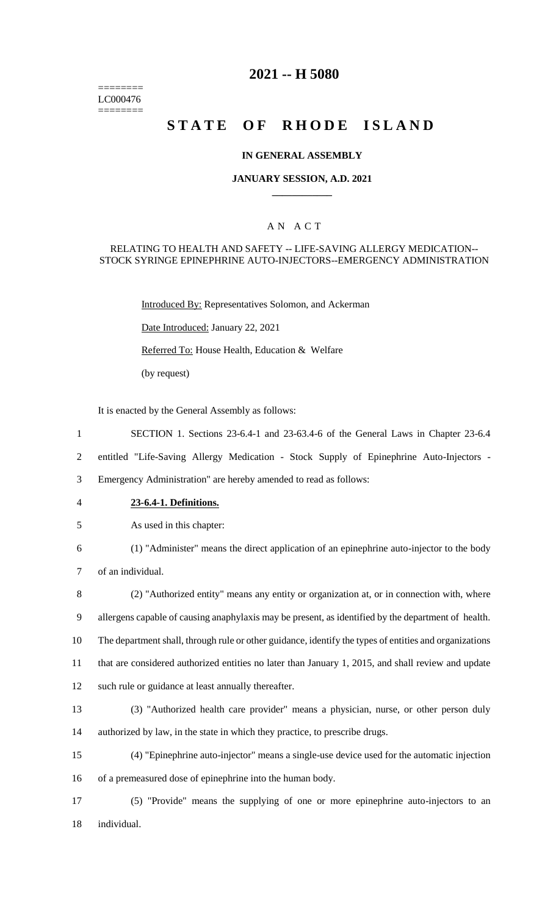========
LC000476
========

# 2021 -- H 5080

# STATE OF RHODE ISLAND

### IN GENERAL ASSEMBLY

### JANUARY SESSION, A.D. 2021

### A N A C T

#### RELATING TO HEALTH AND SAFETY -- LIFE-SAVING ALLERGY MEDICATION-- STOCK SYRINGE EPINEPHRINE AUTO-INJECTORS--EMERGENCY ADMINISTRATION

Introduced By: Representatives Solomon, and Ackerman

Date Introduced: January 22, 2021

Referred To: House Health, Education & Welfare

(by request)

It is enacted by the General Assembly as follows:

1 SECTION 1. Sections 23-6.4-1 and 23-63.4-6 of the General Laws in Chapter 23-6.4
2 entitled "Life-Saving Allergy Medication - Stock Supply of Epinephrine Auto-Injectors -
3 Emergency Administration" are hereby amended to read as follows:

4 **23-6.4-1. Definitions.**

5 As used in this chapter:

6 (1) "Administer" means the direct application of an epinephrine auto-injector to the body
7 of an individual.

8 (2) "Authorized entity" means any entity or organization at, or in connection with, where
9 allergens capable of causing anaphylaxis may be present, as identified by the department of health.
10 The department shall, through rule or other guidance, identify the types of entities and organizations
11 that are considered authorized entities no later than January 1, 2015, and shall review and update
12 such rule or guidance at least annually thereafter.

13 (3) "Authorized health care provider" means a physician, nurse, or other person duly
14 authorized by law, in the state in which they practice, to prescribe drugs.

15 (4) "Epinephrine auto-injector" means a single-use device used for the automatic injection
16 of a premeasured dose of epinephrine into the human body.

17 (5) "Provide" means the supplying of one or more epinephrine auto-injectors to an
18 individual.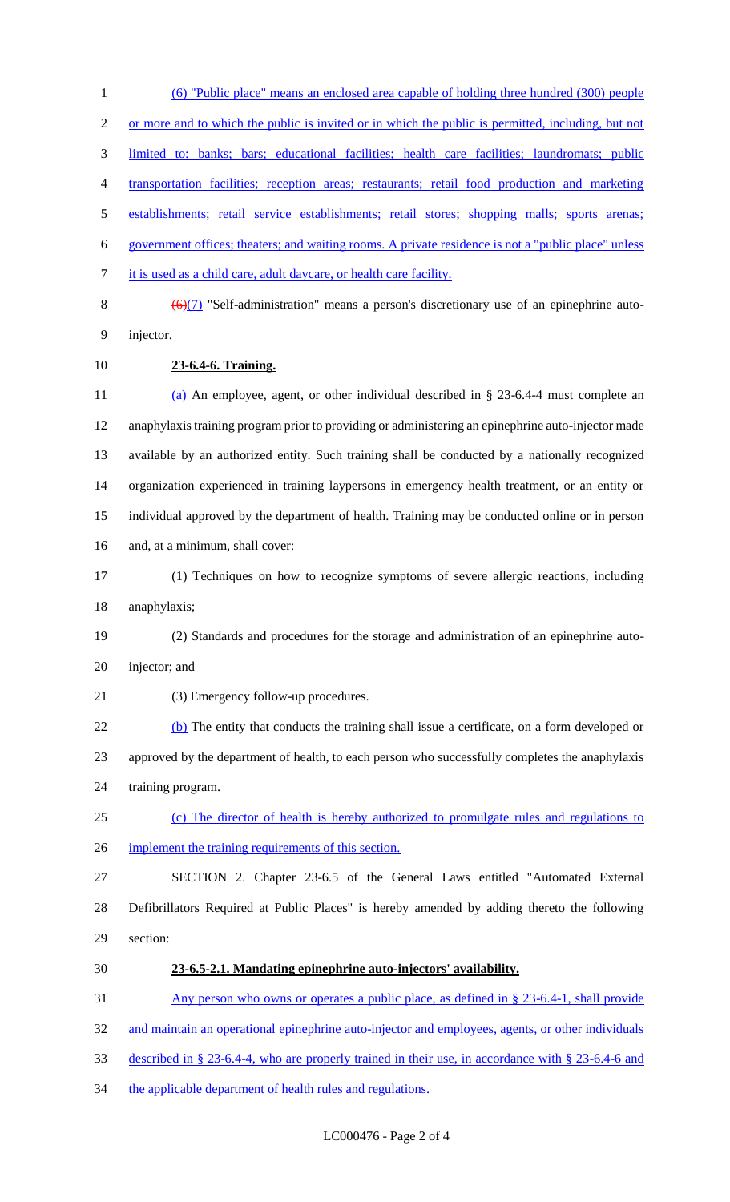(6) "Public place" means an enclosed area capable of holding three hundred (300) people or more and to which the public is invited or in which the public is permitted, including, but not limited to: banks; bars; educational facilities; health care facilities; laundromats; public transportation facilities; reception areas; restaurants; retail food production and marketing establishments; retail service establishments; retail stores; shopping malls; sports arenas; government offices; theaters; and waiting rooms. A private residence is not a "public place" unless it is used as a child care, adult daycare, or health care facility.

~~(6)~~(7) "Self-administration" means a person's discretionary use of an epinephrine auto-injector.

**23-6.4-6. Training.**

(a) An employee, agent, or other individual described in § 23-6.4-4 must complete an anaphylaxis training program prior to providing or administering an epinephrine auto-injector made available by an authorized entity. Such training shall be conducted by a nationally recognized organization experienced in training laypersons in emergency health treatment, or an entity or individual approved by the department of health. Training may be conducted online or in person and, at a minimum, shall cover:

(1) Techniques on how to recognize symptoms of severe allergic reactions, including anaphylaxis;

(2) Standards and procedures for the storage and administration of an epinephrine auto-injector; and

(3) Emergency follow-up procedures.

(b) The entity that conducts the training shall issue a certificate, on a form developed or approved by the department of health, to each person who successfully completes the anaphylaxis training program.

(c) The director of health is hereby authorized to promulgate rules and regulations to implement the training requirements of this section.

SECTION 2. Chapter 23-6.5 of the General Laws entitled "Automated External Defibrillators Required at Public Places" is hereby amended by adding thereto the following section:

**23-6.5-2.1. Mandating epinephrine auto-injectors' availability.**

Any person who owns or operates a public place, as defined in § 23-6.4-1, shall provide and maintain an operational epinephrine auto-injector and employees, agents, or other individuals described in § 23-6.4-4, who are properly trained in their use, in accordance with § 23-6.4-6 and the applicable department of health rules and regulations.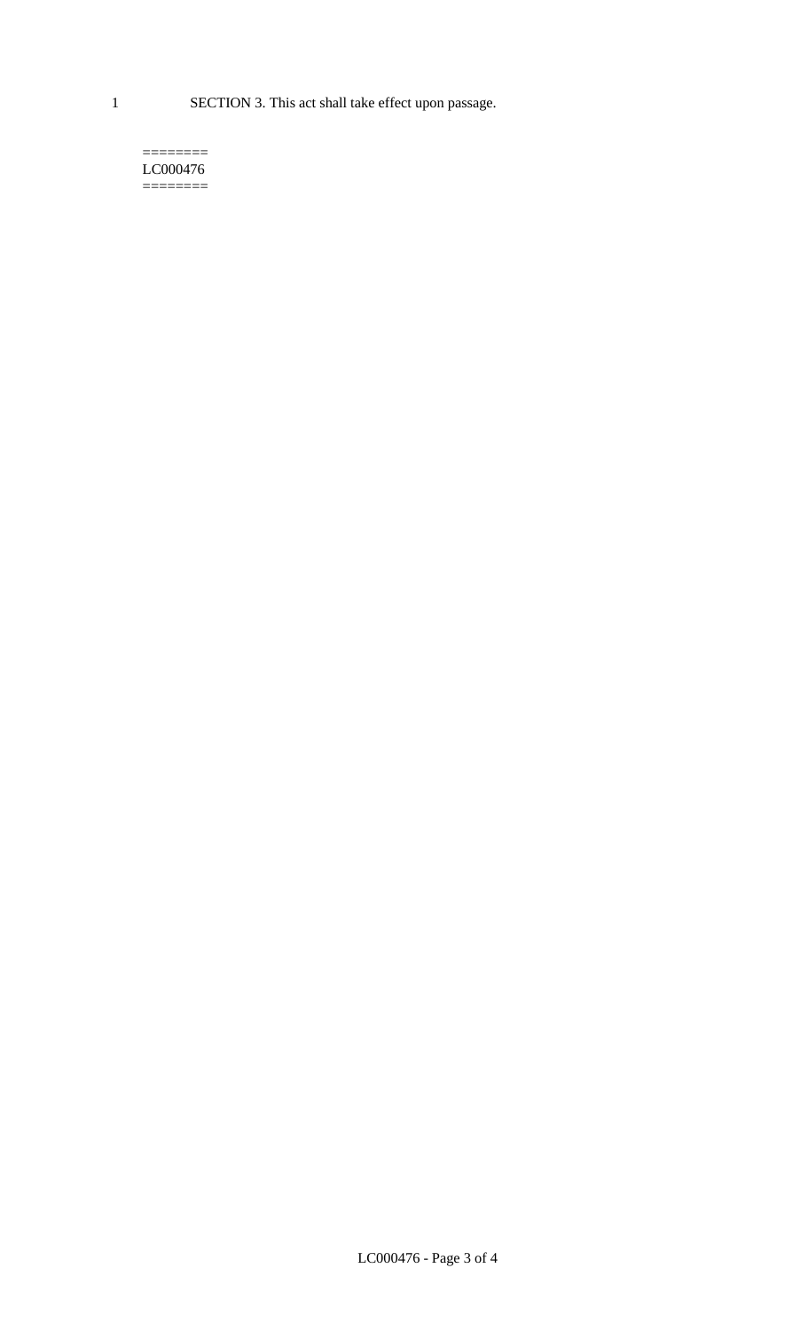1 SECTION 3. This act shall take effect upon passage.

========
LC000476
========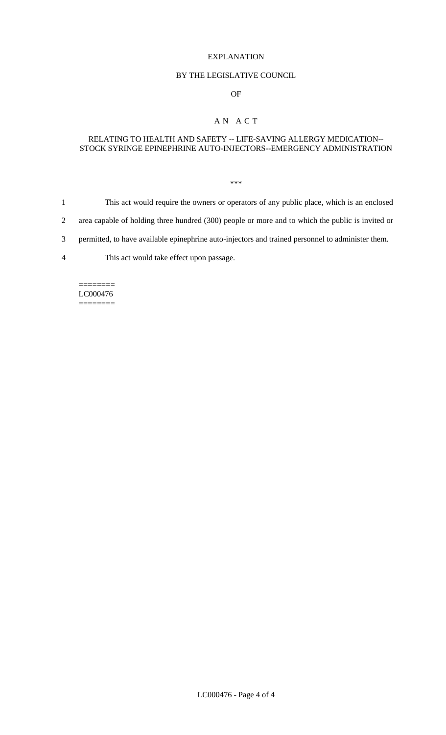EXPLANATION

BY THE LEGISLATIVE COUNCIL

OF

# A N A C T

RELATING TO HEALTH AND SAFETY -- LIFE-SAVING ALLERGY MEDICATION--
STOCK SYRINGE EPINEPHRINE AUTO-INJECTORS--EMERGENCY ADMINISTRATION

\*\*\*

1 This act would require the owners or operators of any public place, which is an enclosed
2 area capable of holding three hundred (300) people or more and to which the public is invited or
3 permitted, to have available epinephrine auto-injectors and trained personnel to administer them.
4 This act would take effect upon passage.

========
LC000476
========